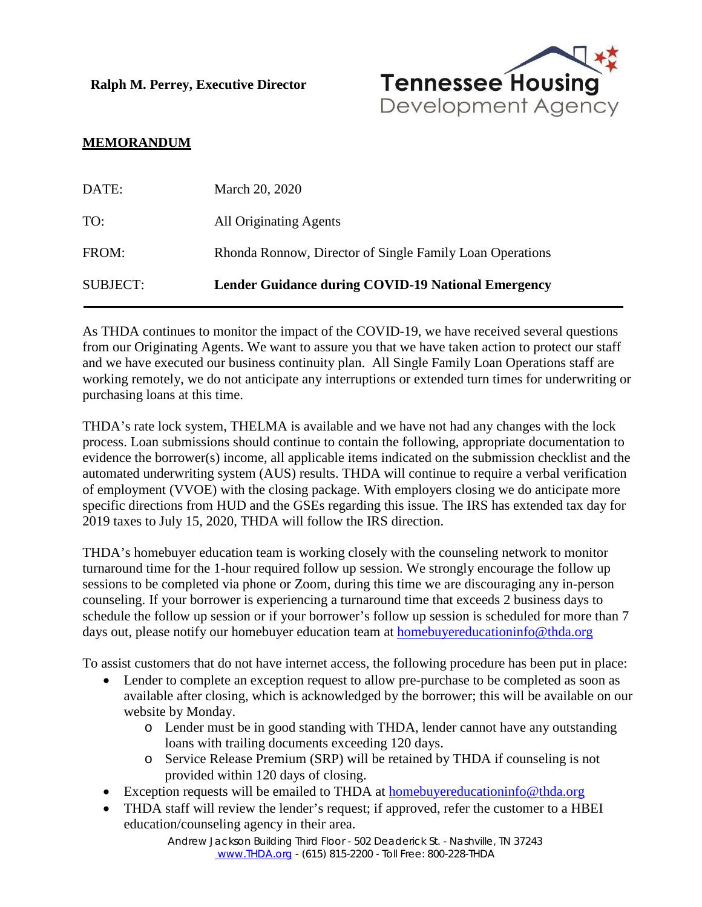**Ralph M. Perrey, Executive Director**

Tennessee Housing Development Agency

**MEMORANDUM**

| | |
|---|---|
| DATE: | March 20, 2020 |
| TO: | All Originating Agents |
| FROM: | Rhonda Ronnow, Director of Single Family Loan Operations |
| SUBJECT: | **Lender Guidance during COVID-19 National Emergency** |

---

As THDA continues to monitor the impact of the COVID-19, we have received several questions from our Originating Agents. We want to assure you that we have taken action to protect our staff and we have executed our business continuity plan. All Single Family Loan Operations staff are working remotely, we do not anticipate any interruptions or extended turn times for underwriting or purchasing loans at this time.

THDA's rate lock system, THELMA is available and we have not had any changes with the lock process. Loan submissions should continue to contain the following, appropriate documentation to evidence the borrower(s) income, all applicable items indicated on the submission checklist and the automated underwriting system (AUS) results. THDA will continue to require a verbal verification of employment (VVOE) with the closing package. With employers closing we do anticipate more specific directions from HUD and the GSEs regarding this issue. The IRS has extended tax day for 2019 taxes to July 15, 2020, THDA will follow the IRS direction.

THDA's homebuyer education team is working closely with the counseling network to monitor turnaround time for the 1-hour required follow up session. We strongly encourage the follow up sessions to be completed via phone or Zoom, during this time we are discouraging any in-person counseling. If your borrower is experiencing a turnaround time that exceeds 2 business days to schedule the follow up session or if your borrower's follow up session is scheduled for more than 7 days out, please notify our homebuyer education team at homebuyereducationinfo@thda.org

To assist customers that do not have internet access, the following procedure has been put in place:

- Lender to complete an exception request to allow pre-purchase to be completed as soon as available after closing, which is acknowledged by the borrower; this will be available on our website by Monday.
  - Lender must be in good standing with THDA, lender cannot have any outstanding loans with trailing documents exceeding 120 days.
  - Service Release Premium (SRP) will be retained by THDA if counseling is not provided within 120 days of closing.
- Exception requests will be emailed to THDA at homebuyereducationinfo@thda.org
- THDA staff will review the lender's request; if approved, refer the customer to a HBEI education/counseling agency in their area.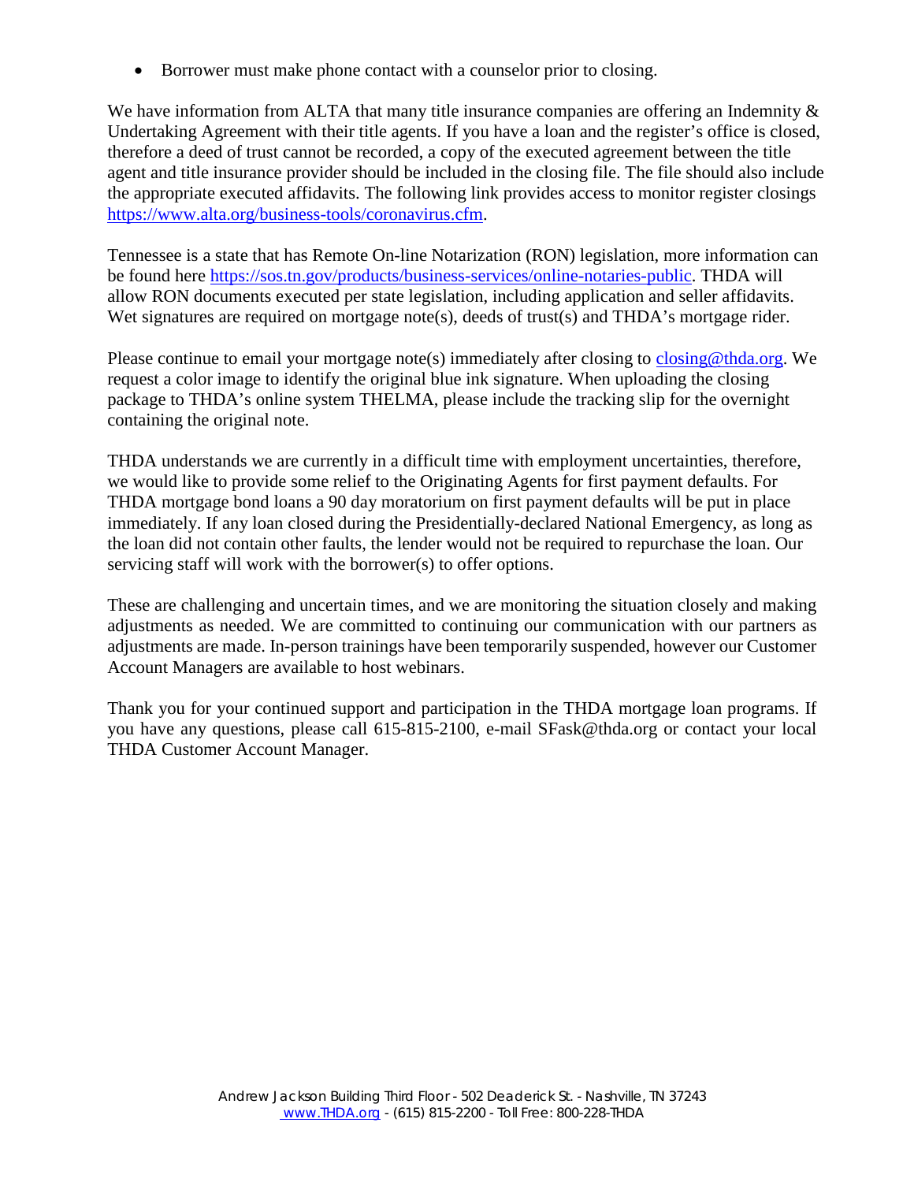- Borrower must make phone contact with a counselor prior to closing.

We have information from ALTA that many title insurance companies are offering an Indemnity & Undertaking Agreement with their title agents. If you have a loan and the register's office is closed, therefore a deed of trust cannot be recorded, a copy of the executed agreement between the title agent and title insurance provider should be included in the closing file. The file should also include the appropriate executed affidavits. The following link provides access to monitor register closings https://www.alta.org/business-tools/coronavirus.cfm.

Tennessee is a state that has Remote On-line Notarization (RON) legislation, more information can be found here https://sos.tn.gov/products/business-services/online-notaries-public. THDA will allow RON documents executed per state legislation, including application and seller affidavits. Wet signatures are required on mortgage note(s), deeds of trust(s) and THDA's mortgage rider.

Please continue to email your mortgage note(s) immediately after closing to closing@thda.org. We request a color image to identify the original blue ink signature. When uploading the closing package to THDA's online system THELMA, please include the tracking slip for the overnight containing the original note.

THDA understands we are currently in a difficult time with employment uncertainties, therefore, we would like to provide some relief to the Originating Agents for first payment defaults. For THDA mortgage bond loans a 90 day moratorium on first payment defaults will be put in place immediately. If any loan closed during the Presidentially-declared National Emergency, as long as the loan did not contain other faults, the lender would not be required to repurchase the loan. Our servicing staff will work with the borrower(s) to offer options.

These are challenging and uncertain times, and we are monitoring the situation closely and making adjustments as needed. We are committed to continuing our communication with our partners as adjustments are made. In-person trainings have been temporarily suspended, however our Customer Account Managers are available to host webinars.

Thank you for your continued support and participation in the THDA mortgage loan programs. If you have any questions, please call 615-815-2100, e-mail SFask@thda.org or contact your local THDA Customer Account Manager.